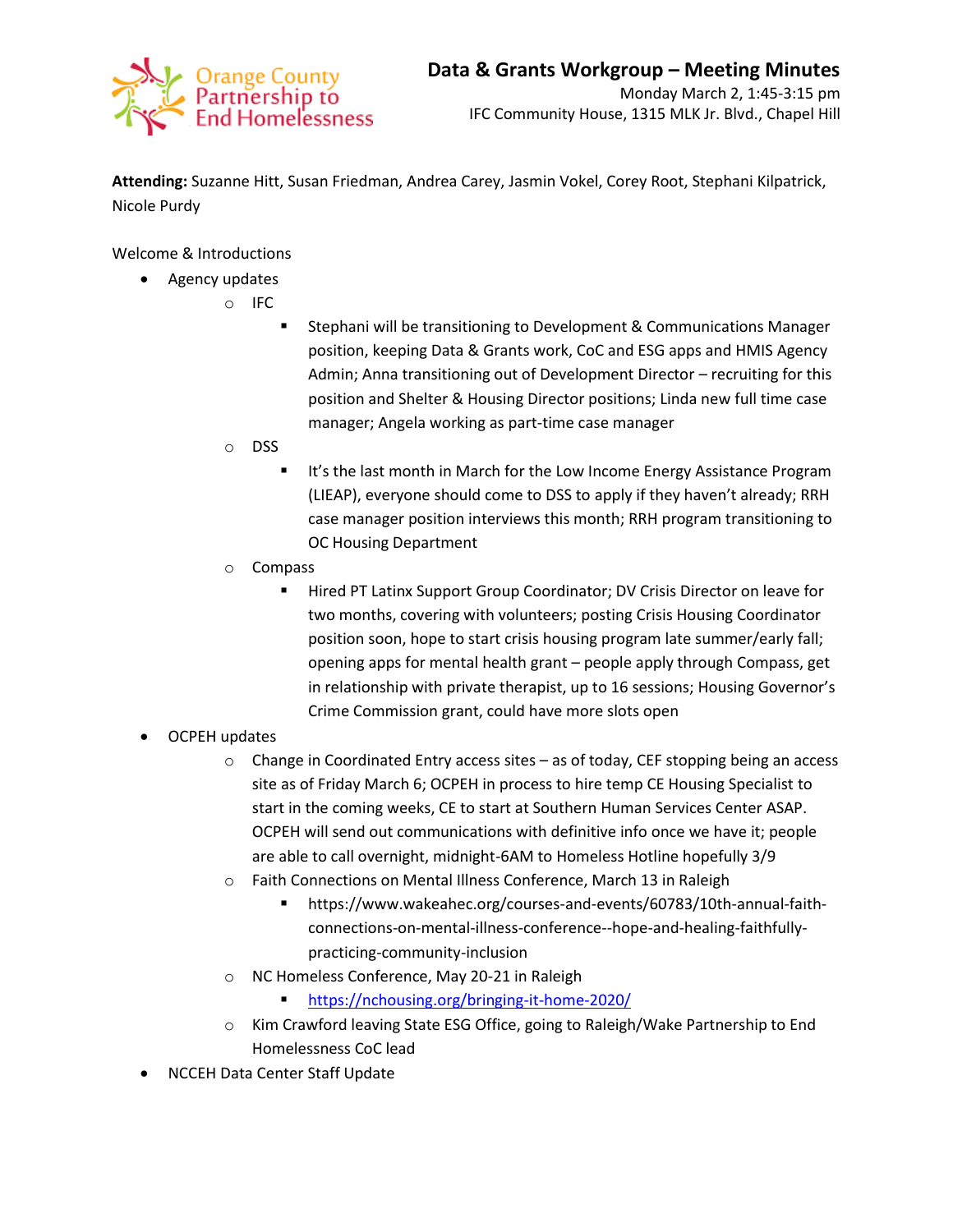Orange County Partnership to End Homelessness

# Data & Grants Workgroup – Meeting Minutes

Monday March 2, 1:45-3:15 pm
IFC Community House, 1315 MLK Jr. Blvd., Chapel Hill

**Attending:** Suzanne Hitt, Susan Friedman, Andrea Carey, Jasmin Vokel, Corey Root, Stephani Kilpatrick, Nicole Purdy

Welcome & Introductions

- Agency updates
  - IFC
    - Stephani will be transitioning to Development & Communications Manager position, keeping Data & Grants work, CoC and ESG apps and HMIS Agency Admin; Anna transitioning out of Development Director – recruiting for this position and Shelter & Housing Director positions; Linda new full time case manager; Angela working as part-time case manager
  - DSS
    - It's the last month in March for the Low Income Energy Assistance Program (LIEAP), everyone should come to DSS to apply if they haven't already; RRH case manager position interviews this month; RRH program transitioning to OC Housing Department
  - Compass
    - Hired PT Latinx Support Group Coordinator; DV Crisis Director on leave for two months, covering with volunteers; posting Crisis Housing Coordinator position soon, hope to start crisis housing program late summer/early fall; opening apps for mental health grant – people apply through Compass, get in relationship with private therapist, up to 16 sessions; Housing Governor's Crime Commission grant, could have more slots open
- OCPEH updates
  - Change in Coordinated Entry access sites – as of today, CEF stopping being an access site as of Friday March 6; OCPEH in process to hire temp CE Housing Specialist to start in the coming weeks, CE to start at Southern Human Services Center ASAP. OCPEH will send out communications with definitive info once we have it; people are able to call overnight, midnight-6AM to Homeless Hotline hopefully 3/9
  - Faith Connections on Mental Illness Conference, March 13 in Raleigh
    - https://www.wakeahec.org/courses-and-events/60783/10th-annual-faith-connections-on-mental-illness-conference--hope-and-healing-faithfully-practicing-community-inclusion
  - NC Homeless Conference, May 20-21 in Raleigh
    - https://nchousing.org/bringing-it-home-2020/
  - Kim Crawford leaving State ESG Office, going to Raleigh/Wake Partnership to End Homelessness CoC lead
- NCCEH Data Center Staff Update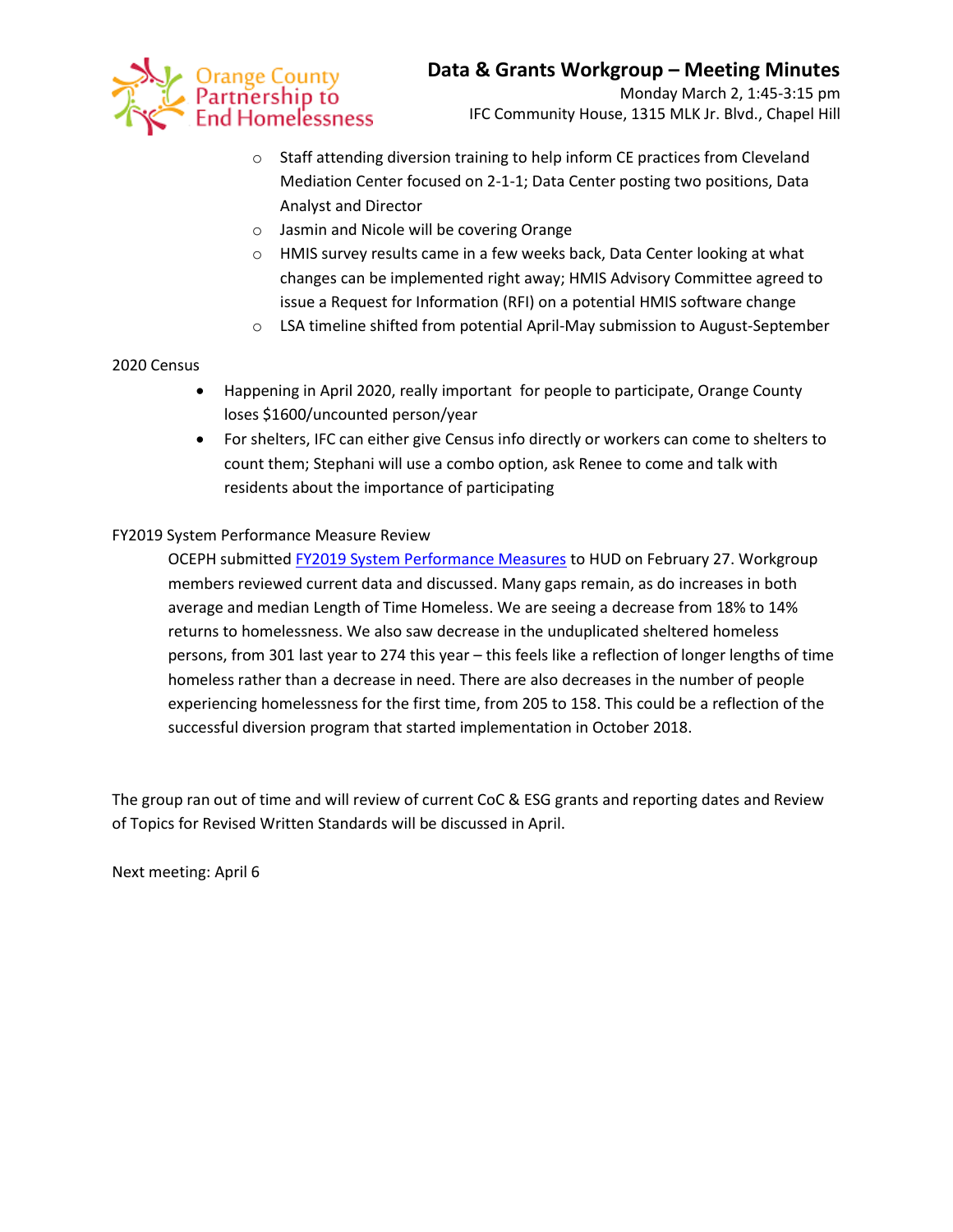- Staff attending diversion training to help inform CE practices from Cleveland Mediation Center focused on 2-1-1; Data Center posting two positions, Data Analyst and Director
- Jasmin and Nicole will be covering Orange
- HMIS survey results came in a few weeks back, Data Center looking at what changes can be implemented right away; HMIS Advisory Committee agreed to issue a Request for Information (RFI) on a potential HMIS software change
- LSA timeline shifted from potential April-May submission to August-September

2020 Census

- Happening in April 2020, really important for people to participate, Orange County loses $1600/uncounted person/year
- For shelters, IFC can either give Census info directly or workers can come to shelters to count them; Stephani will use a combo option, ask Renee to come and talk with residents about the importance of participating

FY2019 System Performance Measure Review

OCEPH submitted [FY2019 System Performance Measures]() to HUD on February 27. Workgroup members reviewed current data and discussed. Many gaps remain, as do increases in both average and median Length of Time Homeless. We are seeing a decrease from 18% to 14% returns to homelessness. We also saw decrease in the unduplicated sheltered homeless persons, from 301 last year to 274 this year – this feels like a reflection of longer lengths of time homeless rather than a decrease in need. There are also decreases in the number of people experiencing homelessness for the first time, from 205 to 158. This could be a reflection of the successful diversion program that started implementation in October 2018.

The group ran out of time and will review of current CoC & ESG grants and reporting dates and Review of Topics for Revised Written Standards will be discussed in April.

Next meeting: April 6